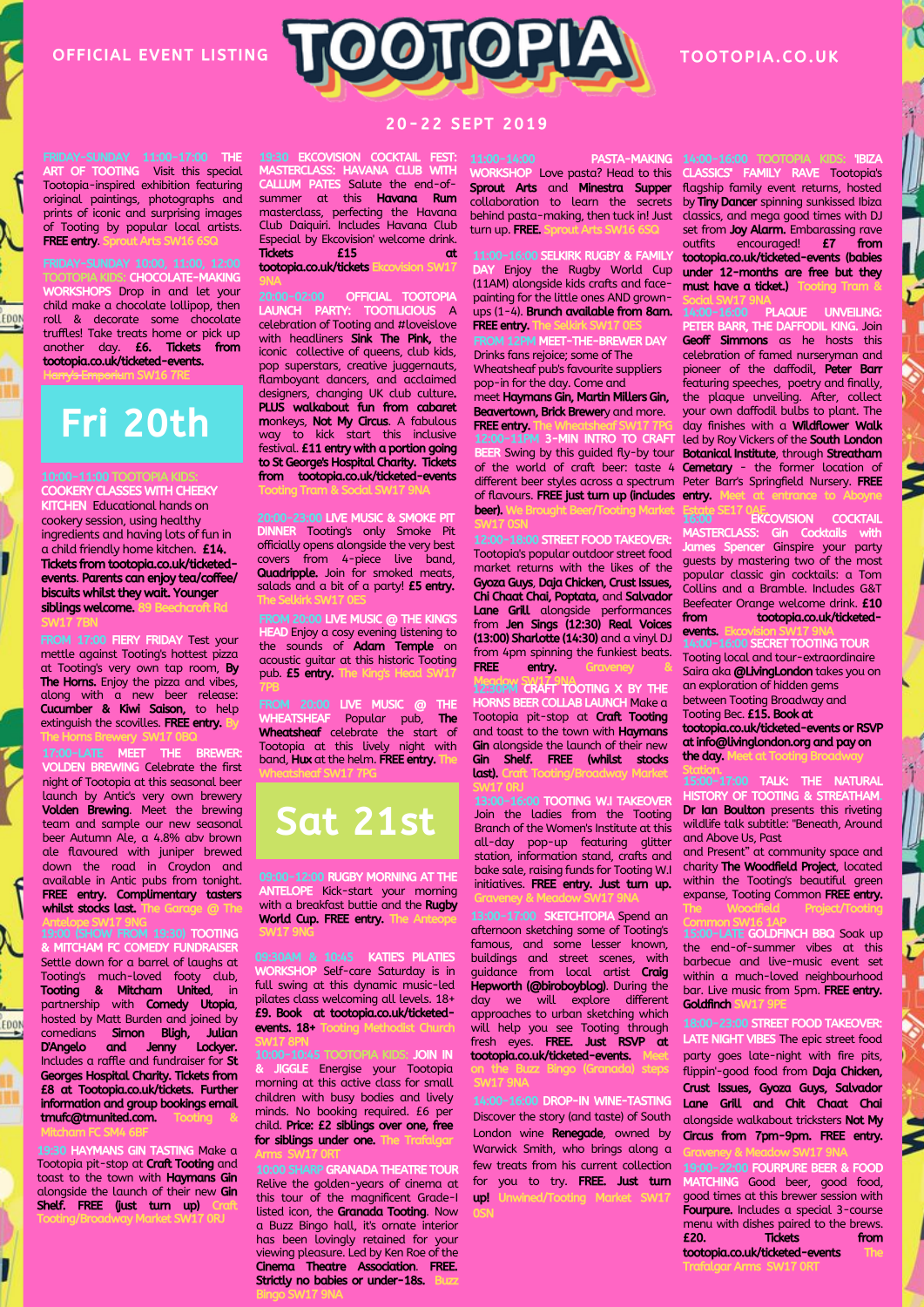OFFICIAL EVENT LISTING

# TOOTOPIA

TOOTOPIA.CO.UK

20-22 SEPT 2019

FRIDAY-SUNDAY 11:00-17:00 **THE ART OF TOOTING** Visit this special Tootopia-inspired exhibition featuring original paintings, photographs and prints of iconic and surprising images of Tooting by popular local artists. **FREE entry.** Sprout Arts SW16 6SQ

FRIDAY-SUNDAY 10:00, 11:00, 12:00 **TOOTOPIA KIDS: CHOCOLATE-MAKING WORKSHOPS** Drop in and let your child make a chocolate lollipop, then roll & decorate some chocolate truffles! Take treats home or pick up another day. **£6. Tickets from tootopia.co.uk/ticketed-events.** Harry's Emporium SW16 7RE

## Fri 20th

10:00-11:00 **TOOTOPIA KIDS: COOKERY CLASSES WITH CHEEKY KITCHEN** Educational hands on cookery session, using healthy ingredients and having lots of fun in a child friendly home kitchen. **£14. Tickets from tootopia.co.uk/ticketed-events. Parents can enjoy tea/coffee/ biscuits whilst they wait. Younger siblings welcome.** 89 Beechcroft Rd SW17 7BN

FROM 17:00 **FIERY FRIDAY** Test your mettle against Tooting's hottest pizza at Tooting's very own tap room, **By The Horns.** Enjoy the pizza and vibes, along with a new beer release: **Cucumber & Kiwi Saison,** to help extinguish the scovilles. **FREE entry.** By The Horns Brewery SW17 0BQ

17:00-LATE **MEET THE BREWER: VOLDEN BREWING** Celebrate the first night of Tootopia at this seasonal beer launch by Antic's very own brewery **Volden Brewing.** Meet the brewing team and sample our new seasonal beer Autumn Ale, a 4.8% abv brown ale flavoured with juniper brewed down the road in Croydon and available in Antic pubs from tonight. **FREE entry. Complimentary tasters whilst stocks last.** The Garage @ The Antelope SW17 9NG

19:00 (SHOW FROM 19:30) **TOOTING & MITCHAM FC COMEDY FUNDRAISER** Settle down for a barrel of laughs at Tooting's much-loved footy club, **Tooting & Mitcham United,** in partnership with **Comedy Utopia,** hosted by Matt Burden and joined by comedians **Simon Bligh, Julian D'Angelo** and **Jenny Lockyer.** Includes a raffle and fundraiser for **St Georges Hospital Charity. Tickets from £8 at Tootopia.co.uk/tickets. Further information and group bookings email tmufc@tmunited.com.** Tooting & Mitcham FC SM4 6BF

19:30 **HAYMANS GIN TASTING** Make a Tootopia pit-stop at **Craft Tooting** and toast to the town with **Haymans Gin** alongside the launch of their new **Gin Shelf. FREE (just turn up)** Craft Tooting/Broadway Market SW17 0RJ

19:30 **EKCOVISION COCKTAIL FEST: MASTERCLASS: HAVANA CLUB WITH CALLUM PATES** Salute the end-of-summer at this **Havana Rum** masterclass, perfecting the Havana Club Daiquiri. Includes Havana Club Especial by Ekcovision' welcome drink. **Tickets £15 at tootopia.co.uk/tickets** Ekcovision SW17 9NA

20:00-02:00 **OFFICIAL TOOTOPIA LAUNCH PARTY: TOOTILICIOUS** A celebration of Tooting and #loveislove with headliners **Sink The Pink,** the iconic collective of queens, club kids, pop superstars, creative juggernauts, flamboyant dancers, and acclaimed designers, changing UK club culture. **PLUS walkabout fun from cabaret monkeys, Not My Circus.** A fabulous way to kick start this inclusive festival. **£11 entry with a portion going to St George's Hospital Charity. Tickets from tootopia.co.uk/ticketed-events** Tooting Tram & Social SW17 9NA

20:00-23:00 **LIVE MUSIC & SMOKE PIT DINNER** Tooting's only Smoke Pit officially opens already serving up the very best covers from 4-piece live band, **Quadripple.** Join for smoked meats, salads and a bit of a party! **£5 entry.** The Selkirk SW17 0ES

FROM 20:00 **LIVE MUSIC @ THE KING'S HEAD** Enjoy a cosy evening listening to the sounds of **Adam Temple** on acoustic guitar at this historic Tooting pub. **£5 entry.** The King's Head SW17 7PB

FROM 20:00 **LIVE MUSIC @ THE WHEATSHEAF** Popular pub, **The Wheatsheaf** celebrate the start of Tootopia at this lively night with band, **Hux** at the helm. **FREE entry.** The Wheatsheaf SW17 7PG

## Sat 21st

09:00-12:00 **RUGBY MORNING AT THE ANTELOPE** Kick-start your morning with a breakfast buttie and the **Rugby World Cup. FREE entry.** The Antelope SW17 9NG

09:30AM & 10:45 **KATIE'S PILATES WORKSHOP** Self-care Saturday is in full swing at this dynamic music-led pilates class welcoming all levels. 18+ **£9. Book at tootopia.co.uk/ticketed-events. 18+** Tooting Methodist Church SW17 8PN

10:00-10:45 **TOOTOPIA KIDS: JOIN IN & JIGGLE** Energise your Tootopia morning at this active class for small children with busy bodies and lively minds. No booking required. £6 per child. **Price: £2 siblings over one, free for siblings under one.** The Trafalgar Arms SW17 0RT

10:00 SHARP **GRANADA THEATRE TOUR** Relive the golden-years of cinema at this tour of the magnificent Grade-I listed icon, the **Granada Tooting.** Now a Buzz Bingo hall, it's ornate interior has been lovingly retained for your viewing pleasure. Led by Ken Roe of the **Cinema Theatre Association. FREE. Strictly no babies or under-18s.** Buzz Bingo SW17 9NA

11:00-14:00 **PASTA-MAKING WORKSHOP** Love pasta? Head to this **Sprout Arts** and **Minestra Supper** collaboration to learn the secrets behind pasta-making, then tuck in! Just turn up. **FREE.** Sprout Arts SW16 6SQ

11:00-16:00 **SELKIRK RUGBY & FAMILY DAY** Enjoy the Rugby World Cup (11AM) alongside kids crafts and face-painting for the little ones AND grown-ups (1-4). **Brunch available from 8am. FREE entry.** The Selkirk SW17 0ES

FROM 12PM **MEET-THE-BREWER DAY** Drinks fans rejoice; some of The Wheatsheaf pub's favourite suppliers pop-in for the day. Come and meet **Haymans Gin, Martin Millers Gin, Beavertown, Brick Brewery** and more. **FREE entry.** The Wheatsheaf SW17 7PG

12:00-11PM **3-MIN INTRO TO CRAFT BEER** Swing by this guided fly-by tour of the world of craft beer: taste 4 different beer styles across a spectrum of flavours. **FREE just turn up (includes beer).** We Brought Beer/Tooting Market SW17 0SN

12:00-18:00 **STREET FOOD TAKEOVER:** Tootopia's popular outdoor street food market returns with the likes of the **Gyoza Guys, Daja Chicken, Crust Issues, Chi Chaat Chai, Poptata,** and **Salvador Lane Grill** alongside performances from **Jen Sings (12:30) Real Voices (13:00) Sharlotte (14:30)** and a vinyl DJ from 4pm spinning the funkiest beats. **FREE entry.** Graveney & Meadow SW17 9NA

12:30PM **CRAFT TOOTING X BY THE HORNS BEER COLLAB LAUNCH** Make a Tootopia pit-stop at **Craft Tooting** and toast to the town with **Haymans Gin** alongside the launch of their new **Gin Shelf. FREE (whilst stocks last).** Craft Tooting/Broadway Market SW17 0RJ

13:00-16:00 **TOOTING W.I TAKEOVER** Join the ladies from the Tooting Branch of the Women's Institute at this all-day pop-up featuring glitter station, information stand, crafts and bake sale, raising funds for Tooting W.I initiatives. **FREE entry. Just turn up.** Graveney & Meadow SW17 9NA

13:00-17:00 **SKETCHTOPIA** Spend an afternoon sketching some of Tooting's famous, and some lesser known, buildings and street scenes, with guidance from local artist **Craig Hepworth (@biroboyblog).** During the day we will explore different approaches to urban sketching which will help you see Tooting through fresh eyes. **FREE. Just RSVP at tootopia.co.uk/ticketed-events.** Meet on the Buzz Bingo (Granada) steps SW17 9NA

14:00-16:00 **DROP-IN WINE-TASTING** Discover the story (and taste) of South London wine **Renegade,** owned by Warwick Smith, who brings along a few treats from his current collection for you to try. **FREE. Just turn up!** Unwined/Tooting Market SW17 0SN

14:00-16:00 **TOOTOPIA KIDS: 'IBIZA CLASSICS' FAMILY RAVE** Tootopia's flagship family event returns, hosted by **Tiny Dancer** spinning sunkissed Ibiza classics, and mega good times with DJ set from **Joy Alarm.** Embarassing rave outfits encouraged! **£7 from tootopia.co.uk/ticketed-events (babies under 12-months are free but they must have a ticket.)** Tooting Tram & Social SW17 9NA

14:00-16:00 **PLAQUE UNVEILING: PETER BARR, THE DAFFODIL KING.** Join **Geoff Simmons** as he hosts this celebration of famed nurseryman and pioneer of the daffodil, **Peter Barr** featuring speeches, poetry and finally, the plaque unveiling. After, collect your own daffodil bulbs to plant. The day finishes with a **Wildflower Walk** led by Roy Vickers of the **South London Botanical Institute,** through **Streatham Cemetary** - the former location of Peter Barr's Springfield Nursery. **FREE entry.** Meet at entrance to Aboyne Estate SE17 0AE

16:00 **EKCOVISION COCKTAIL MASTERCLASS: Gin Cocktails with James Spencer** Ginspire your party guests by mastering two of the most popular classic gin cocktails: a Tom Collins and a Bramble. Includes G&T Beefeater Orange welcome drink. **£10 from tootopia.co.uk/ticketed-events.** Ekcovision SW17 9NA

14:00-16:00 **SECRET TOOTING TOUR** Tooting local and tour-extraordinaire Saira aka **@LivingLondon** takes you on an exploration of hidden gems between Tooting Broadway and Tooting Bec. **£15. Book at tootopia.co.uk/ticketed-events or RSVP at info@livinglondon.org and pay on the day.** Meet at Tooting Broadway Station.

15:00-17:00 **TALK: THE NATURAL HISTORY OF TOOTING & STREATHAM.** **Dr Ian Boulton** presents this riveting wildlife talk subtitle: "Beneath, Around and Above Us, Past and Present" at community space and charity **The Woodfield Project,** located within the Tooting's beautiful green expanse, Tooting Common **FREE entry.** The Woodfield Project/Tooting Common SW16 1AP

15:00-LATE **GOLDFINCH BBQ** Soak up the end-of-summer vibes at this barbecue and live-music event set within a much-loved neighbourhood bar. Live music from 5pm. **FREE entry. Goldfinch** SW17 9PE

18:00-23:00 **STREET FOOD TAKEOVER: LATE NIGHT VIBES** The epic street food party goes late-night with fire pits, flippin'-good food from **Daja Chicken, Crust Issues, Gyoza Guys, Salvador Lane Grill** and **Chit Chaat Chai** alongside walkabout tricksters **Not My Circus** from 7pm-9pm. **FREE entry.** Graveney & Meadow SW17 9NA

19:00-22:00 **FOURPURE BEER & FOOD MATCHING** Good beer, good food, good times at this brewer session with **Fourpure.** Includes a special 3-course menu with dishes paired to the brews. **£20. Tickets from tootopia.co.uk/ticketed-events** The Trafalgar Arms SW17 0RT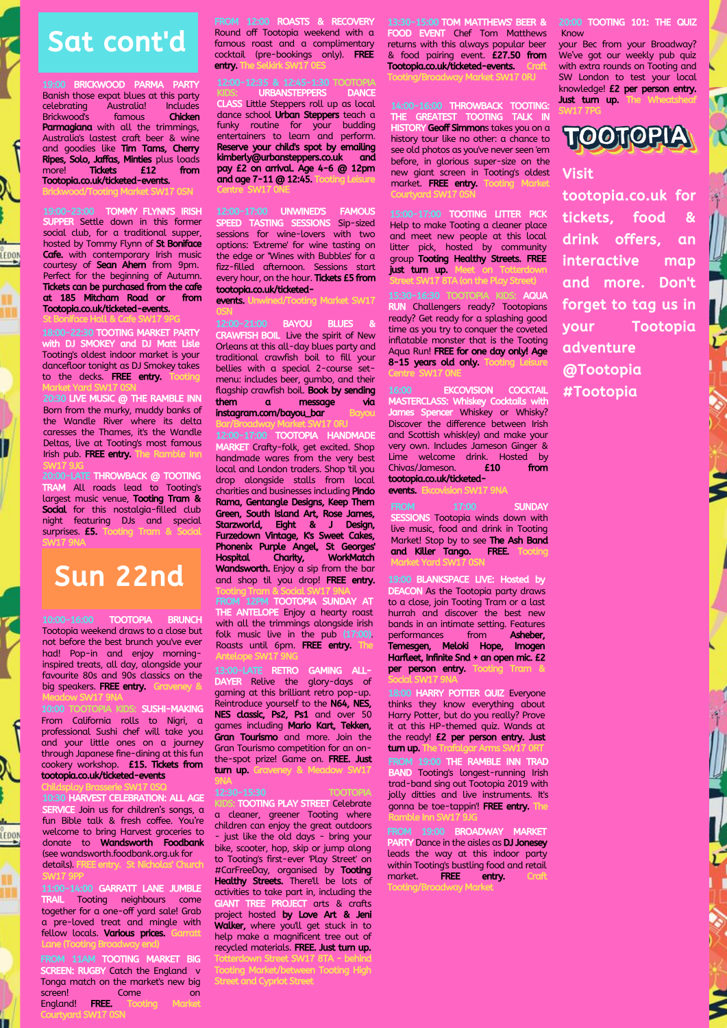# Sat cont'd

**19:00 BRICKWOOD PARMA PARTY** Banish those expat blues at this party celebrating Australia! Includes Brickwood's famous **Chicken Parmagiana** with all the trimmings, Australia's lastest craft beer & wine and goodies like **Tim Tams, Cherry Ripes, Solo, Jaffas, Minties** plus loads more! **Tickets £12 from Tootopia.co.uk/ticketed-events.** Brickwood/Tooting Market SW17 0SN

**19:00-23:00 TOMMY FLYNN'S IRISH SUPPER** Settle down in this former social club, for a traditional supper, hosted by Tommy Flynn of **St Boniface Cafe.** with contemporary Irish music courtesy of **Sean Ahern** from 9pm. Perfect for the beginning of Autumn. **Tickets can be purchased from the cafe at 185 Mitcham Road or from Tootopia.co.uk/ticketed-events.** St Boniface Hall & Cafe SW17 9PG

**18:00-22:30 TOOTING MARKET PARTY with DJ SMOKEY and DJ Matt Lisle** Tooting's oldest indoor market is your dancefloor tonight as DJ Smokey takes to the decks. **FREE entry.** Tooting Market Yard SW17 0SN

**20:30 LIVE MUSIC @ THE RAMBLE INN** Born from the murky, muddy banks of the Wandle River where its delta caresses the Thames, it's the Wandle Deltas, live at Tooting's most famous Irish pub. **FREE entry.** The Ramble Inn SW17 9JG

**20:00-LATE THROWBACK @ TOOTING TRAM** All roads lead to Tooting's largest music venue, **Tooting Tram & Social** for this nostalgia-filled club night featuring DJs and special surprises. **£5.** Tooting Tram & Social SW17 9NA

# Sun 22nd

**10:00-16:00 TOOTOPIA BRUNCH** Tootopia weekend draws to a close but not before the best brunch you've ever had! Pop-in and enjoy morning-inspired treats, all day, alongside your favourite 80s and 90s classics on the big speakers. **FREE entry.** Graveney & Meadow SW17 9NA

**10:00 TOOTOPIA KIDS: SUSHI-MAKING** From California rolls to Nigri, a professional Sushi chef will take you and your little ones on a journey through Japanese fine-dining at this fun cookery workshop. **£15. Tickets from tootopia.co.uk/ticketed-events** Childsplay Brasserie SW17 0SQ

**10:30 HARVEST CELEBRATION: ALL AGE SERVICE** Join us for children's songs, a fun Bible talk & fresh coffee. You're welcome to bring Harvest groceries to donate to **Wandsworth Foodbank** (see wandsworth.foodbank.org.uk for details). FREE entry. St Nicholas' Church SW17 9PP

**11:00-14:00 GARRATT LANE JUMBLE TRAIL** Tooting neighbours come together for a one-off yard sale! Grab a pre-loved treat and mingle with fellow locals. **Various prices.** Garratt Lane (Tooting Broadway end)

**FROM 11AM TOOTING MARKET BIG SCREEN: RUGBY** Catch the England v Tonga match on the market's new big screen! Come on England! **FREE.** Tooting Market Courtyard SW17 0SN

**FROM 12:00 ROASTS & RECOVERY** Round off Tootopia weekend with a famous roast and a complimentary cocktail (pre-bookings only). **FREE entry.** The Selkirk SW17 0ES

**12:00-12:35 & 12:45-1:30 TOOTOPIA KIDS: URBANSTEPPERS DANCE CLASS** Little Steppers roll up as local dance school **Urban Steppers** teach a funky routine for your budding entertainers to learn and perform. **Reserve your child's spot by emailing kimberly@urbansteppers.co.uk and pay £2 on arrival. Age 4-6 @ 12pm and age 7-11 @ 12:45.** Tooting Leisure Centre SW17 0NE

**12:00-17:00 UNWINED'S FAMOUS SPEED TASTING SESSIONS** Sip-sized sessions for wine-lovers with two options: 'Extreme' for wine tasting on the edge or 'Wines with Bubbles' for a fizz-filled afternoon. Sessions start every hour, on the hour. **Tickets £5 from tootopia.co.uk/ticketed-events.** Unwined/Tooting Market SW17 0SN

**12:00-21:00 BAYOU BLUES & CRAWFISH BOIL** Live the spirit of New Orleans at this all-day blues party and traditional crawfish boil to fill your bellies with a special 2-course set-menu: includes beer, gumbo, and their flagship crawfish boil. **Book by sending them a message via instagram.com/bayou_bar** Bayou Bar/Broadway Market SW17 0RJ

**12:00-17:00 TOOTOPIA HANDMADE MARKET** Crafty-folk, get excited. Shop handmade wares from the very best local and London traders. Shop 'til you drop alongside stalls from local charities and businesses including **Pindo Rama, Gentangle Designs, Keep Them Green, South Island Art, Rose James, Starzworld, Eight & J Design, Furzedown Vintage, K's Sweet Cakes, Phonenix Purple Angel, St Georges' Hospital Charity, WorkMatch Wandsworth.** Enjoy a sip from the bar and shop til you drop! **FREE entry.** Tooting Tram & Social SW17 9NA

**FROM 12PM TOOTOPIA SUNDAY AT THE ANTELOPE** Enjoy a hearty roast with all the trimmings alongside irish folk music live in the pub (17:00). Roasts until 6pm. **FREE entry.** The Antelope SW17 9NG

**13:00-LATE RETRO GAMING ALL-DAYER** Relive the glory-days of gaming at this brilliant retro pop-up. Reintroduce yourself to the **N64, NES, NES classic, Ps2, Ps1** and over 50 games including **Mario Kart, Tekken, Gran Tourismo** and more. Join the Gran Tourismo competition for an on-the-spot prize! Game on. **FREE. Just turn up.** Graveney & Meadow SW17 9NA

**12:30-15:30 TOOTOPIA KIDS: TOOTING PLAY STREET** Celebrate a cleaner, greener Tooting where children can enjoy the great outdoors - just like the old days - bring your bike, scooter, hop, skip or jump along to Tooting's first-ever 'Play Street' on #CarFreeDay, organised by **Tooting Healthy Streets.** There'll be lots of activities to take part in, including the **GIANT TREE PROJECT** arts & crafts project hosted **by Love Art & Jeni Walker,** where you'll get stuck in to help make a magnificent tree out of recycled materials. **FREE. Just turn up.** Totterdown Street SW17 8TA - behind Tooting Market/between Tooting High Street and Cypriot Street

**13:30-15:00 TOM MATTHEWS' BEER & FOOD EVENT** Chef Tom Matthews returns with this always popular beer & food pairing event. **£27.50 from Tootopia.co.uk/ticketed-events.** Craft Tooting/Broadway Market SW17 0RJ

**14:00-16:00 THROWBACK TOOTING: THE GREATEST TOOTING TALK IN HISTORY** **Geoff Simmons** takes you on a history tour like no other: a chance to see old photos as you've never seen 'em before, in glorious super-size on the new giant screen in Tooting's oldest market. **FREE entry.** Tooting Market Courtyard SW17 0SN

**15:00-17:00 TOOTING LITTER PICK** Help to make Tooting a cleaner place and meet new people at this local litter pick, hosted by community group **Tooting Healthy Streets. FREE just turn up.** Meet on Totterdown Street SW17 8TA (on the Play Street)

**15:30-16:30 TOOTOPIA KIDS: AQUA RUN** Challengers ready? Tootopians ready? Get ready for a splashing good time as you try to conquer the coveted inflatable monster that is the Tooting Aqua Run! **FREE for one day only! Age 8-15 years old only.** Tooting Leisure Centre SW17 0NE

**16:00 EKCOVISION COCKTAIL MASTERCLASS: Whiskey Cocktails with James Spencer** Whiskey or Whisky? Discover the difference between Irish and Scottish whisk(ey) and make your very own. Includes Jameson Ginger & Lime welcome drink. Hosted by Chivas/Jameson. **£10 from tootopia.co.uk/ticketed-events.** Ekcovision SW17 9NA

**FROM 17:00 SUNDAY SESSIONS** Tootopia winds down with live music, food and drink in Tooting Market! Stop by to see **The Ash Band and Killer Tango. FREE.** Tooting Market Yard SW17 0SN

**19:00 BLANKSPACE LIVE: Hosted by DEACON** As the Tootopia party draws to a close, join Tooting Tram for a last hurrah and discover the best new bands in an intimate setting. Features performances from **Asheber, Temesgen, Meloki Hope, Imogen Harfleet, Infinite Snd + an open mic. £2 per person entry.** Tooting Tram & Social SW17 9NA

**18:00 HARRY POTTER QUIZ** Everyone thinks they know everything about Harry Potter, but do you really? Prove it at this HP-themed quiz. Wands at the ready! **£2 per person entry. Just turn up.** The Trafalgar Arms SW17 0RT

**FROM 19:00 THE RAMBLE INN TRAD BAND** Tooting's longest-running Irish trad-band sing out Tootopia 2019 with jolly ditties and live instruments. It's gonna be toe-tappin'! **FREE entry.** The Ramble Inn SW17 9JG

**FROM 19:00 BROADWAY MARKET PARTY** Dance in the aisles as **DJ Jonesey** leads the way at this indoor party within Tooting's bustling food and retail market. **FREE entry.** Craft Tooting/Broadway Market

**20:00 TOOTING 101: THE QUIZ** Know your Bec from your Broadway? We've got our weekly pub quiz with extra rounds on Tooting and SW London to test your local knowledge! **£2 per person entry. Just turn up.** The Wheatsheaf SW17 7PG

## TOOTOPIA

**Visit tootopia.co.uk for tickets, food & drink offers, an interactive map and more. Don't forget to tag us in your Tootopia adventure @Tootopia #Tootopia**